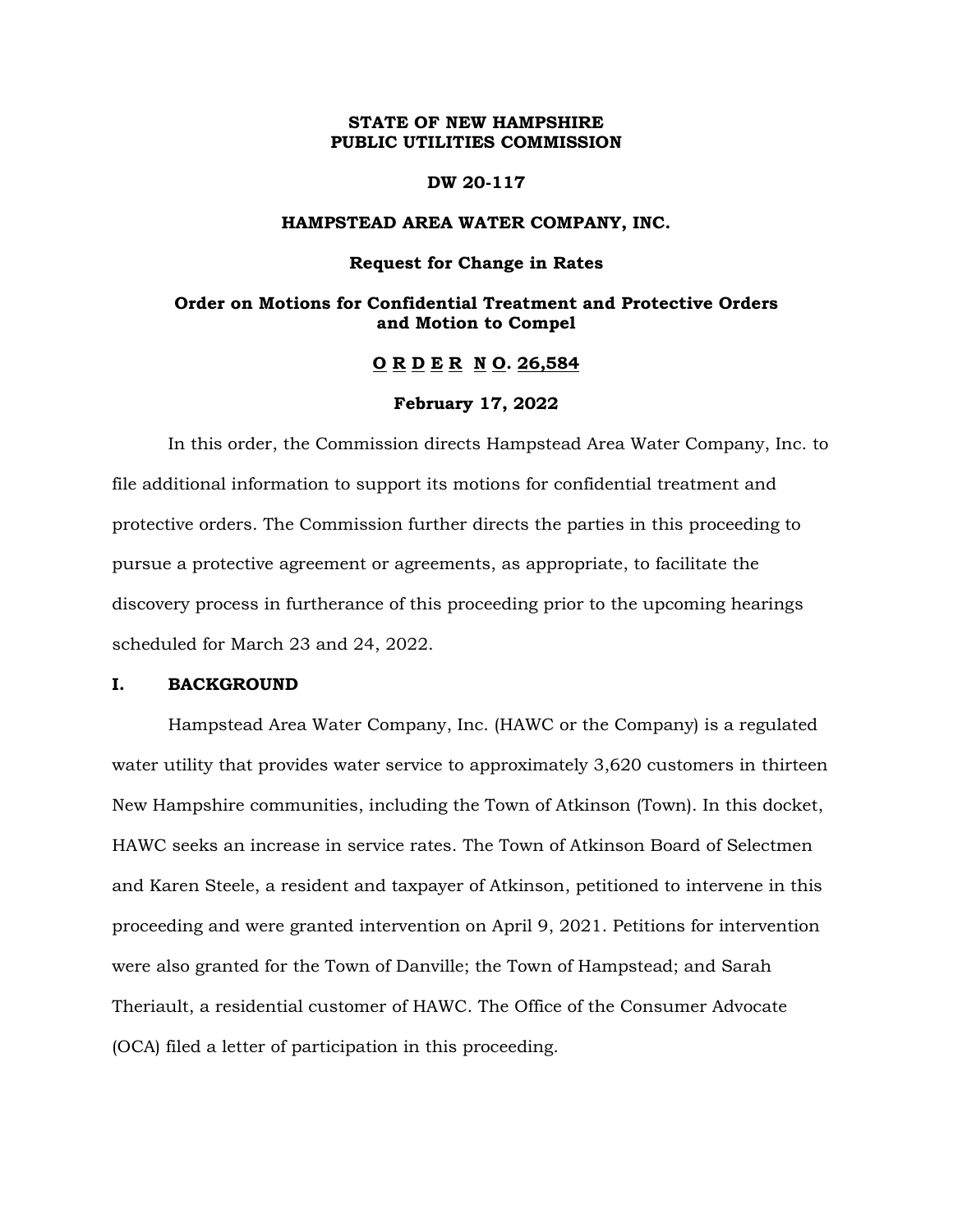**STATE OF NEW HAMPSHIRE**
**PUBLIC UTILITIES COMMISSION**

**DW 20-117**

**HAMPSTEAD AREA WATER COMPANY, INC.**

**Request for Change in Rates**

**Order on Motions for Confidential Treatment and Protective Orders and Motion to Compel**

**O R D E R N O. 26,584**

**February 17, 2022**

In this order, the Commission directs Hampstead Area Water Company, Inc. to file additional information to support its motions for confidential treatment and protective orders. The Commission further directs the parties in this proceeding to pursue a protective agreement or agreements, as appropriate, to facilitate the discovery process in furtherance of this proceeding prior to the upcoming hearings scheduled for March 23 and 24, 2022.

## I. BACKGROUND

Hampstead Area Water Company, Inc. (HAWC or the Company) is a regulated water utility that provides water service to approximately 3,620 customers in thirteen New Hampshire communities, including the Town of Atkinson (Town). In this docket, HAWC seeks an increase in service rates. The Town of Atkinson Board of Selectmen and Karen Steele, a resident and taxpayer of Atkinson, petitioned to intervene in this proceeding and were granted intervention on April 9, 2021. Petitions for intervention were also granted for the Town of Danville; the Town of Hampstead; and Sarah Theriault, a residential customer of HAWC. The Office of the Consumer Advocate (OCA) filed a letter of participation in this proceeding.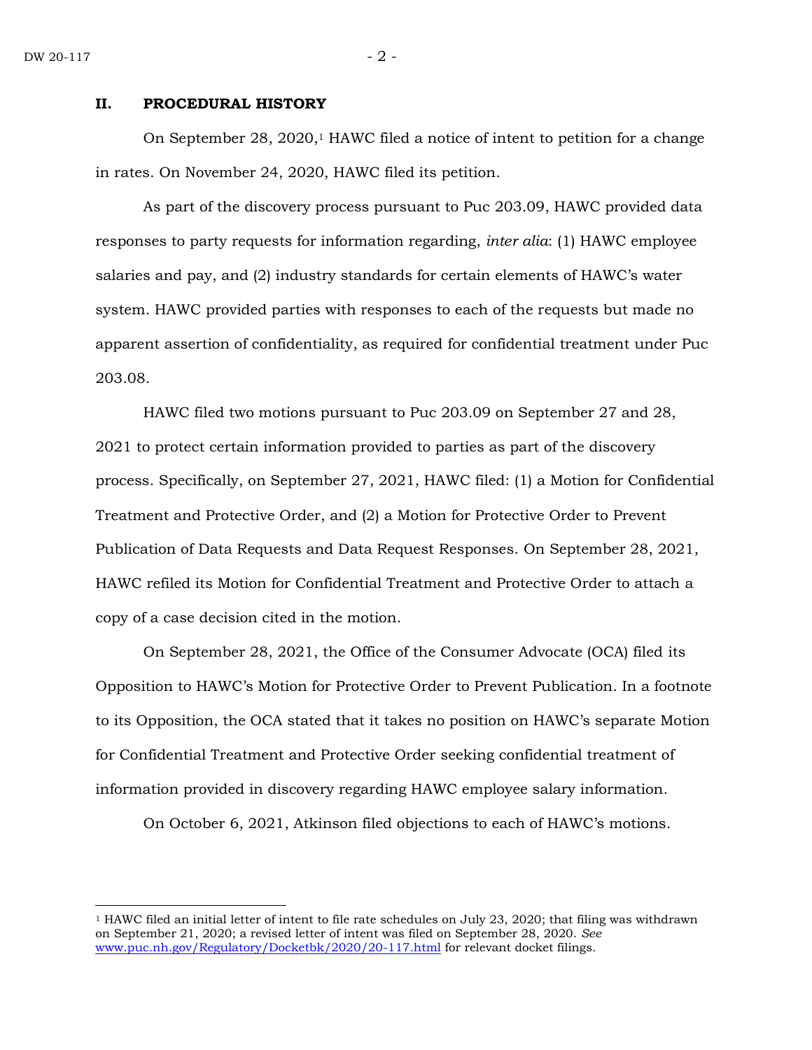## II. PROCEDURAL HISTORY

On September 28, 2020,[1] HAWC filed a notice of intent to petition for a change in rates. On November 24, 2020, HAWC filed its petition.

As part of the discovery process pursuant to Puc 203.09, HAWC provided data responses to party requests for information regarding, *inter alia*: (1) HAWC employee salaries and pay, and (2) industry standards for certain elements of HAWC's water system. HAWC provided parties with responses to each of the requests but made no apparent assertion of confidentiality, as required for confidential treatment under Puc 203.08.

HAWC filed two motions pursuant to Puc 203.09 on September 27 and 28, 2021 to protect certain information provided to parties as part of the discovery process. Specifically, on September 27, 2021, HAWC filed: (1) a Motion for Confidential Treatment and Protective Order, and (2) a Motion for Protective Order to Prevent Publication of Data Requests and Data Request Responses. On September 28, 2021, HAWC refiled its Motion for Confidential Treatment and Protective Order to attach a copy of a case decision cited in the motion.

On September 28, 2021, the Office of the Consumer Advocate (OCA) filed its Opposition to HAWC's Motion for Protective Order to Prevent Publication. In a footnote to its Opposition, the OCA stated that it takes no position on HAWC's separate Motion for Confidential Treatment and Protective Order seeking confidential treatment of information provided in discovery regarding HAWC employee salary information.

On October 6, 2021, Atkinson filed objections to each of HAWC's motions.

---

[1] HAWC filed an initial letter of intent to file rate schedules on July 23, 2020; that filing was withdrawn on September 21, 2020; a revised letter of intent was filed on September 28, 2020. *See* www.puc.nh.gov/Regulatory/Docketbk/2020/20-117.html for relevant docket filings.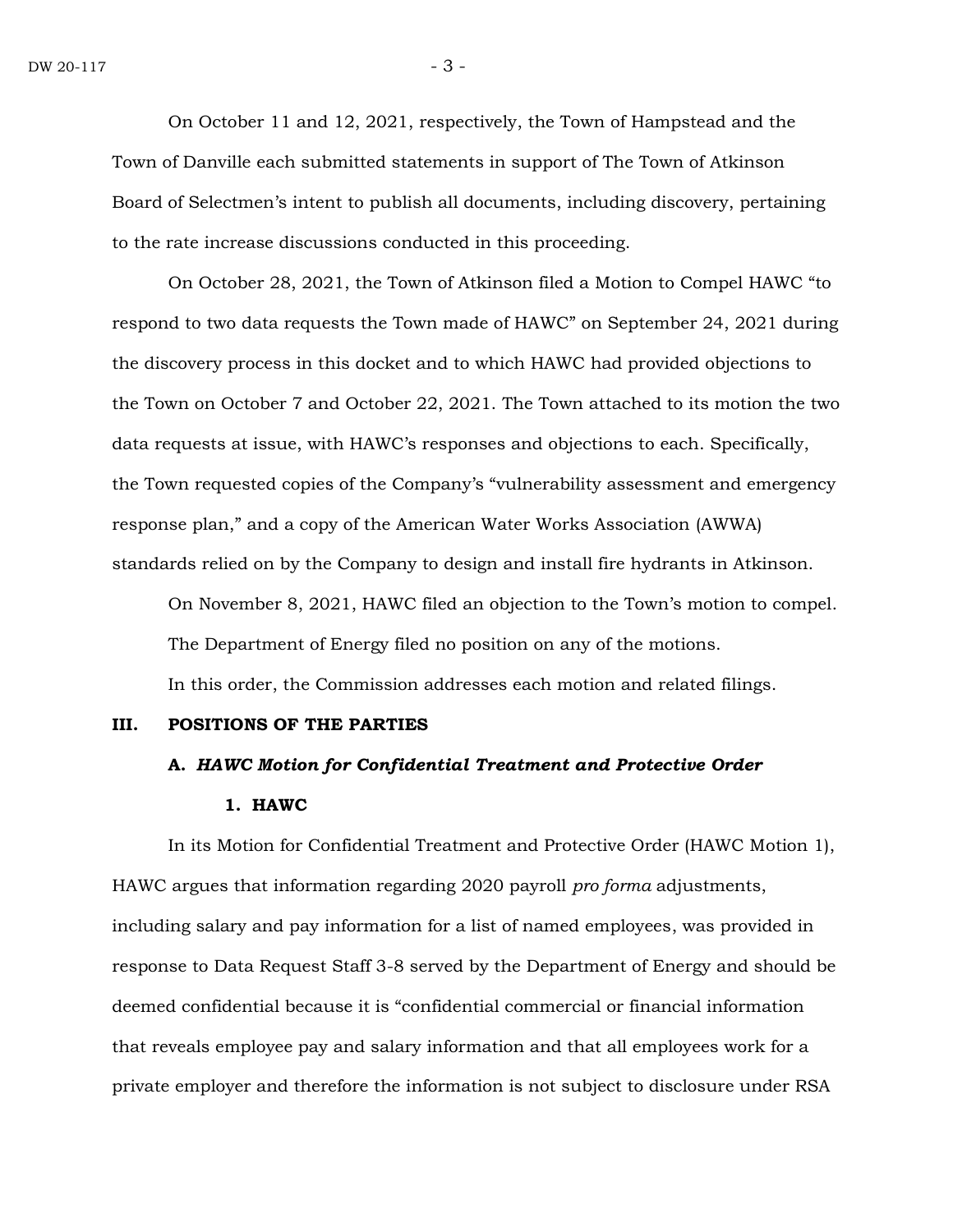On October 11 and 12, 2021, respectively, the Town of Hampstead and the Town of Danville each submitted statements in support of The Town of Atkinson Board of Selectmen's intent to publish all documents, including discovery, pertaining to the rate increase discussions conducted in this proceeding.

On October 28, 2021, the Town of Atkinson filed a Motion to Compel HAWC "to respond to two data requests the Town made of HAWC" on September 24, 2021 during the discovery process in this docket and to which HAWC had provided objections to the Town on October 7 and October 22, 2021. The Town attached to its motion the two data requests at issue, with HAWC's responses and objections to each. Specifically, the Town requested copies of the Company's "vulnerability assessment and emergency response plan," and a copy of the American Water Works Association (AWWA) standards relied on by the Company to design and install fire hydrants in Atkinson.

On November 8, 2021, HAWC filed an objection to the Town's motion to compel.

The Department of Energy filed no position on any of the motions.

In this order, the Commission addresses each motion and related filings.

## III. POSITIONS OF THE PARTIES

### A. *HAWC Motion for Confidential Treatment and Protective Order*

#### 1. HAWC

In its Motion for Confidential Treatment and Protective Order (HAWC Motion 1), HAWC argues that information regarding 2020 payroll *pro forma* adjustments, including salary and pay information for a list of named employees, was provided in response to Data Request Staff 3-8 served by the Department of Energy and should be deemed confidential because it is "confidential commercial or financial information that reveals employee pay and salary information and that all employees work for a private employer and therefore the information is not subject to disclosure under RSA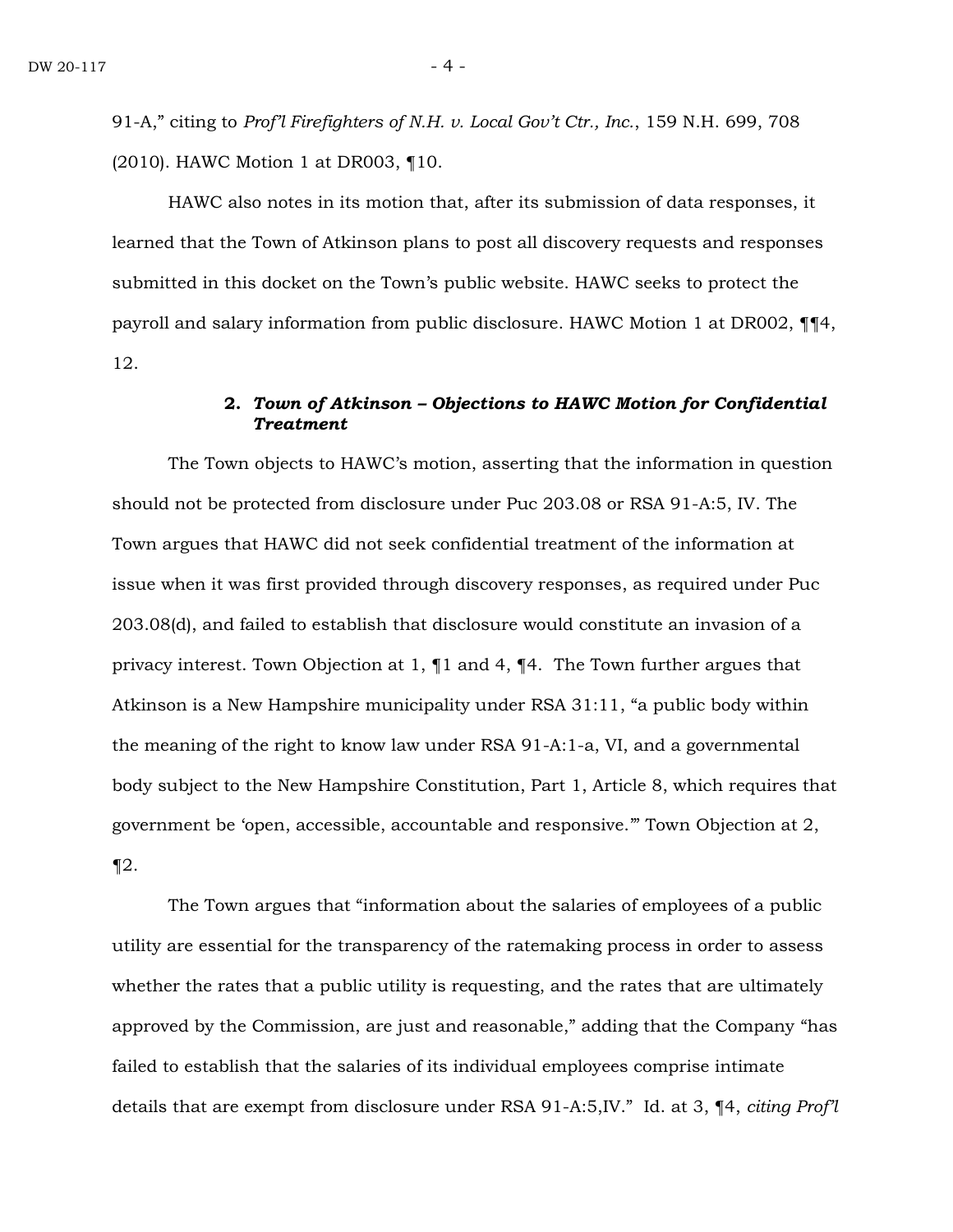91-A," citing to *Prof'l Firefighters of N.H. v. Local Gov't Ctr., Inc.*, 159 N.H. 699, 708 (2010). HAWC Motion 1 at DR003, ¶10.

HAWC also notes in its motion that, after its submission of data responses, it learned that the Town of Atkinson plans to post all discovery requests and responses submitted in this docket on the Town's public website. HAWC seeks to protect the payroll and salary information from public disclosure. HAWC Motion 1 at DR002, ¶¶4, 12.

### 2. *Town of Atkinson – Objections to HAWC Motion for Confidential Treatment*

The Town objects to HAWC's motion, asserting that the information in question should not be protected from disclosure under Puc 203.08 or RSA 91-A:5, IV. The Town argues that HAWC did not seek confidential treatment of the information at issue when it was first provided through discovery responses, as required under Puc 203.08(d), and failed to establish that disclosure would constitute an invasion of a privacy interest. Town Objection at 1, ¶1 and 4, ¶4. The Town further argues that Atkinson is a New Hampshire municipality under RSA 31:11, "a public body within the meaning of the right to know law under RSA 91-A:1-a, VI, and a governmental body subject to the New Hampshire Constitution, Part 1, Article 8, which requires that government be 'open, accessible, accountable and responsive.'" Town Objection at 2, ¶2.

The Town argues that "information about the salaries of employees of a public utility are essential for the transparency of the ratemaking process in order to assess whether the rates that a public utility is requesting, and the rates that are ultimately approved by the Commission, are just and reasonable," adding that the Company "has failed to establish that the salaries of its individual employees comprise intimate details that are exempt from disclosure under RSA 91-A:5,IV." Id. at 3, ¶4, *citing Prof'l*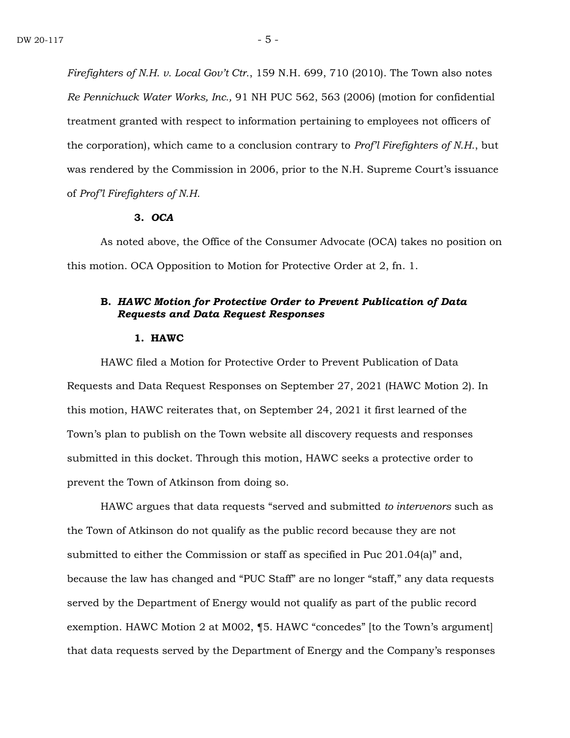*Firefighters of N.H. v. Local Gov't Ctr.*, 159 N.H. 699, 710 (2010). The Town also notes *Re Pennichuck Water Works, Inc.,* 91 NH PUC 562, 563 (2006) (motion for confidential treatment granted with respect to information pertaining to employees not officers of the corporation), which came to a conclusion contrary to *Prof'l Firefighters of N.H.*, but was rendered by the Commission in 2006, prior to the N.H. Supreme Court's issuance of *Prof'l Firefighters of N.H.*

#### 3. *OCA*

As noted above, the Office of the Consumer Advocate (OCA) takes no position on this motion. OCA Opposition to Motion for Protective Order at 2, fn. 1.

### B. *HAWC Motion for Protective Order to Prevent Publication of Data Requests and Data Request Responses*

#### 1. HAWC

HAWC filed a Motion for Protective Order to Prevent Publication of Data Requests and Data Request Responses on September 27, 2021 (HAWC Motion 2). In this motion, HAWC reiterates that, on September 24, 2021 it first learned of the Town's plan to publish on the Town website all discovery requests and responses submitted in this docket. Through this motion, HAWC seeks a protective order to prevent the Town of Atkinson from doing so.

HAWC argues that data requests "served and submitted *to intervenors* such as the Town of Atkinson do not qualify as the public record because they are not submitted to either the Commission or staff as specified in Puc 201.04(a)" and, because the law has changed and "PUC Staff" are no longer "staff," any data requests served by the Department of Energy would not qualify as part of the public record exemption. HAWC Motion 2 at M002, ¶5. HAWC "concedes" [to the Town's argument] that data requests served by the Department of Energy and the Company's responses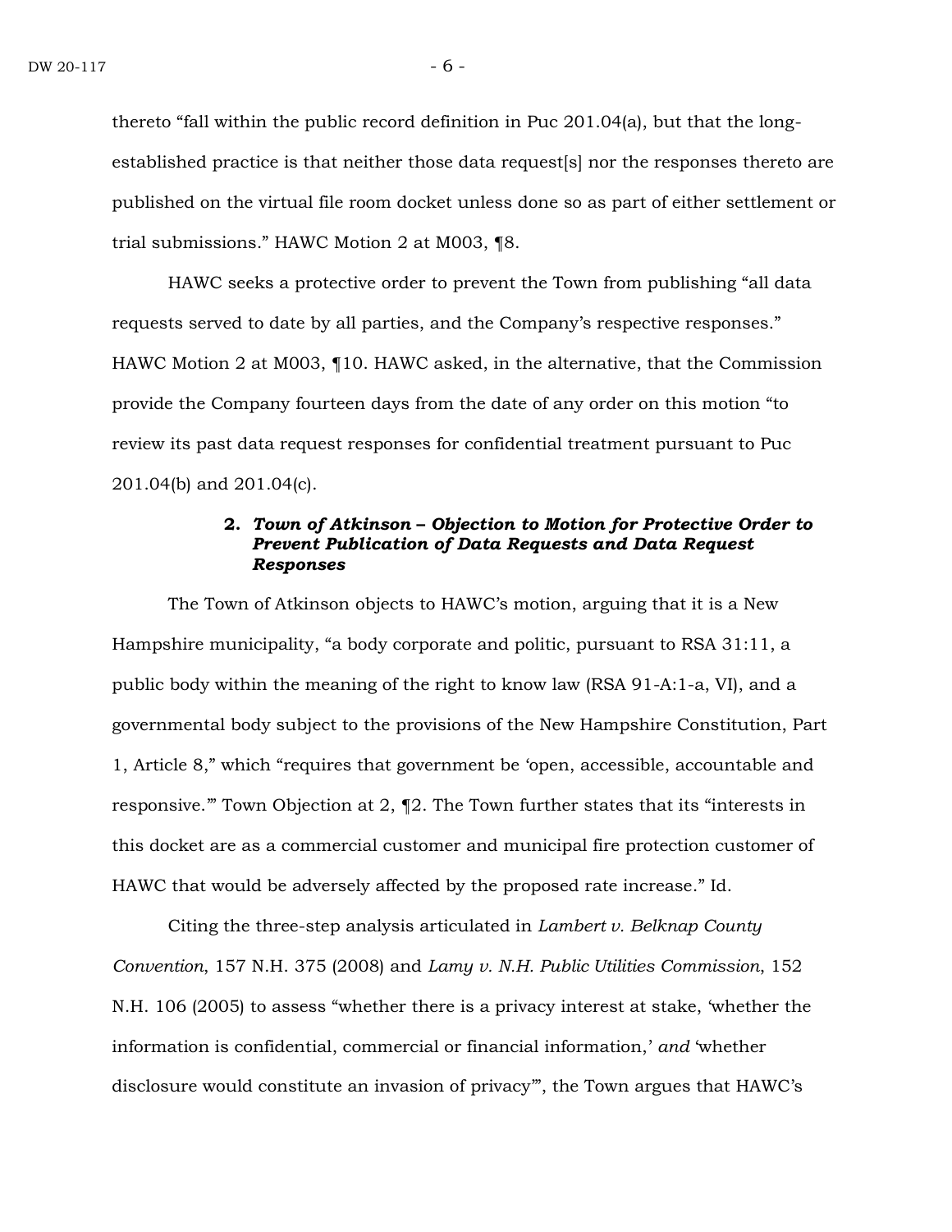thereto "fall within the public record definition in Puc 201.04(a), but that the long-established practice is that neither those data request[s] nor the responses thereto are published on the virtual file room docket unless done so as part of either settlement or trial submissions." HAWC Motion 2 at M003, ¶8.

HAWC seeks a protective order to prevent the Town from publishing "all data requests served to date by all parties, and the Company's respective responses." HAWC Motion 2 at M003, ¶10. HAWC asked, in the alternative, that the Commission provide the Company fourteen days from the date of any order on this motion "to review its past data request responses for confidential treatment pursuant to Puc 201.04(b) and 201.04(c).

### 2. ***Town of Atkinson – Objection to Motion for Protective Order to Prevent Publication of Data Requests and Data Request Responses***

The Town of Atkinson objects to HAWC's motion, arguing that it is a New Hampshire municipality, "a body corporate and politic, pursuant to RSA 31:11, a public body within the meaning of the right to know law (RSA 91-A:1-a, VI), and a governmental body subject to the provisions of the New Hampshire Constitution, Part 1, Article 8," which "requires that government be 'open, accessible, accountable and responsive.'" Town Objection at 2, ¶2. The Town further states that its "interests in this docket are as a commercial customer and municipal fire protection customer of HAWC that would be adversely affected by the proposed rate increase." Id.

Citing the three-step analysis articulated in *Lambert v. Belknap County Convention*, 157 N.H. 375 (2008) and *Lamy v. N.H. Public Utilities Commission*, 152 N.H. 106 (2005) to assess "whether there is a privacy interest at stake, 'whether the information is confidential, commercial or financial information,' *and* 'whether disclosure would constitute an invasion of privacy'", the Town argues that HAWC's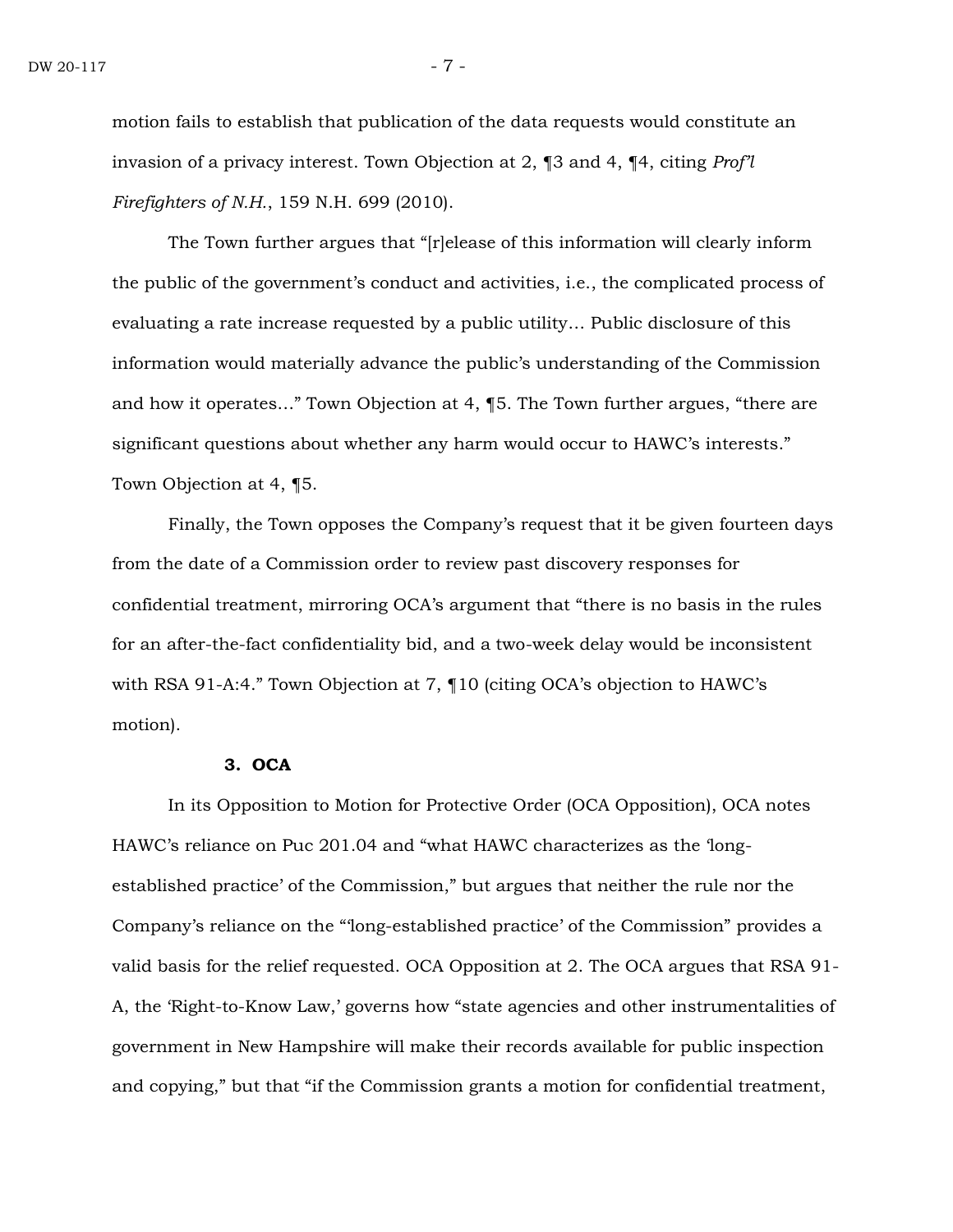motion fails to establish that publication of the data requests would constitute an invasion of a privacy interest. Town Objection at 2, ¶3 and 4, ¶4, citing *Prof'l Firefighters of N.H.*, 159 N.H. 699 (2010).

The Town further argues that "[r]elease of this information will clearly inform the public of the government's conduct and activities, i.e., the complicated process of evaluating a rate increase requested by a public utility… Public disclosure of this information would materially advance the public's understanding of the Commission and how it operates…" Town Objection at 4, ¶5. The Town further argues, "there are significant questions about whether any harm would occur to HAWC's interests." Town Objection at 4, ¶5.

Finally, the Town opposes the Company's request that it be given fourteen days from the date of a Commission order to review past discovery responses for confidential treatment, mirroring OCA's argument that "there is no basis in the rules for an after-the-fact confidentiality bid, and a two-week delay would be inconsistent with RSA 91-A:4." Town Objection at 7, ¶10 (citing OCA's objection to HAWC's motion).

**3. OCA**

In its Opposition to Motion for Protective Order (OCA Opposition), OCA notes HAWC's reliance on Puc 201.04 and "what HAWC characterizes as the 'long-established practice' of the Commission," but argues that neither the rule nor the Company's reliance on the "'long-established practice' of the Commission" provides a valid basis for the relief requested. OCA Opposition at 2. The OCA argues that RSA 91-A, the 'Right-to-Know Law,' governs how "state agencies and other instrumentalities of government in New Hampshire will make their records available for public inspection and copying," but that "if the Commission grants a motion for confidential treatment,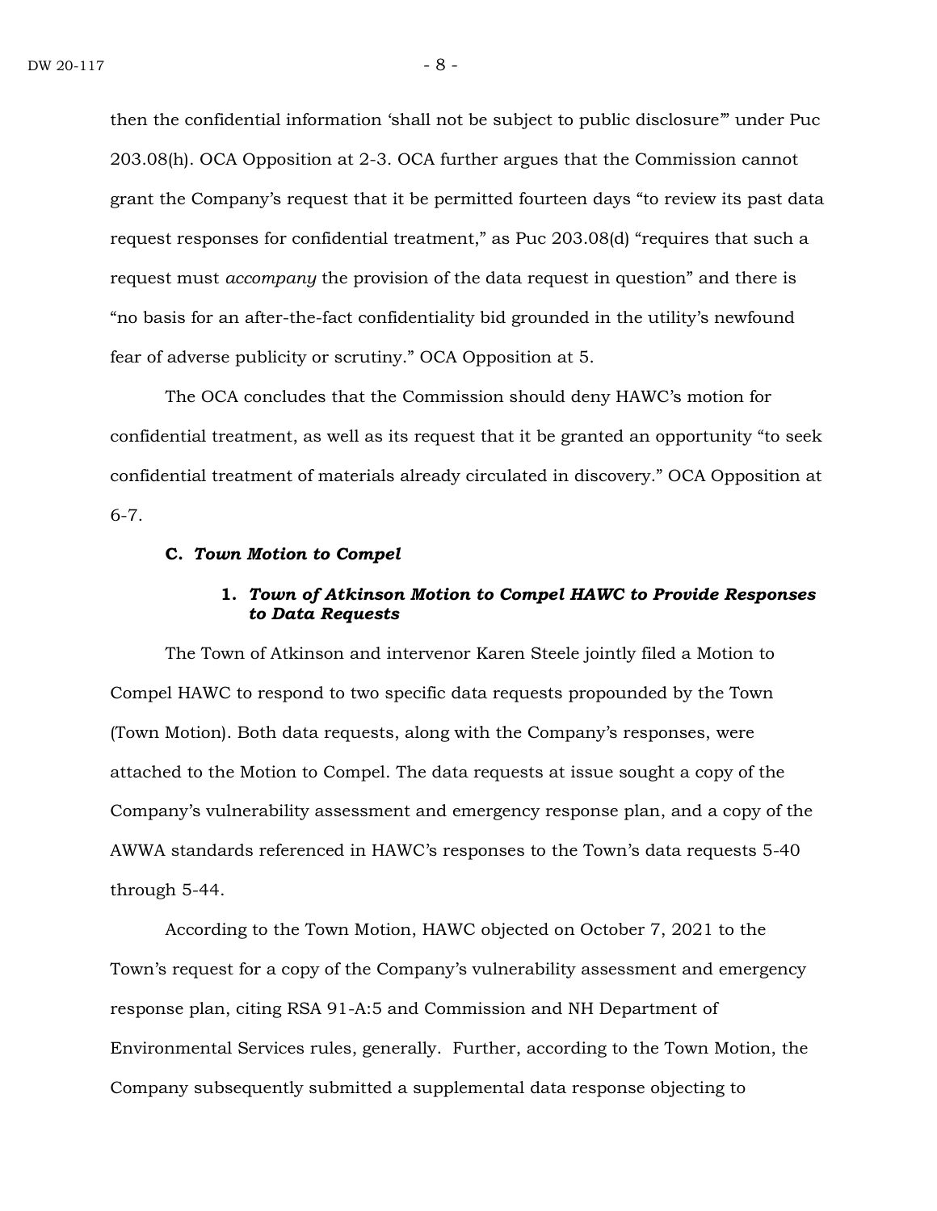then the confidential information 'shall not be subject to public disclosure'" under Puc 203.08(h). OCA Opposition at 2-3. OCA further argues that the Commission cannot grant the Company's request that it be permitted fourteen days "to review its past data request responses for confidential treatment," as Puc 203.08(d) "requires that such a request must *accompany* the provision of the data request in question" and there is "no basis for an after-the-fact confidentiality bid grounded in the utility's newfound fear of adverse publicity or scrutiny." OCA Opposition at 5.

The OCA concludes that the Commission should deny HAWC's motion for confidential treatment, as well as its request that it be granted an opportunity "to seek confidential treatment of materials already circulated in discovery." OCA Opposition at 6-7.

### C. *Town Motion to Compel*

#### 1. *Town of Atkinson Motion to Compel HAWC to Provide Responses to Data Requests*

The Town of Atkinson and intervenor Karen Steele jointly filed a Motion to Compel HAWC to respond to two specific data requests propounded by the Town (Town Motion). Both data requests, along with the Company's responses, were attached to the Motion to Compel. The data requests at issue sought a copy of the Company's vulnerability assessment and emergency response plan, and a copy of the AWWA standards referenced in HAWC's responses to the Town's data requests 5-40 through 5-44.

According to the Town Motion, HAWC objected on October 7, 2021 to the Town's request for a copy of the Company's vulnerability assessment and emergency response plan, citing RSA 91-A:5 and Commission and NH Department of Environmental Services rules, generally. Further, according to the Town Motion, the Company subsequently submitted a supplemental data response objecting to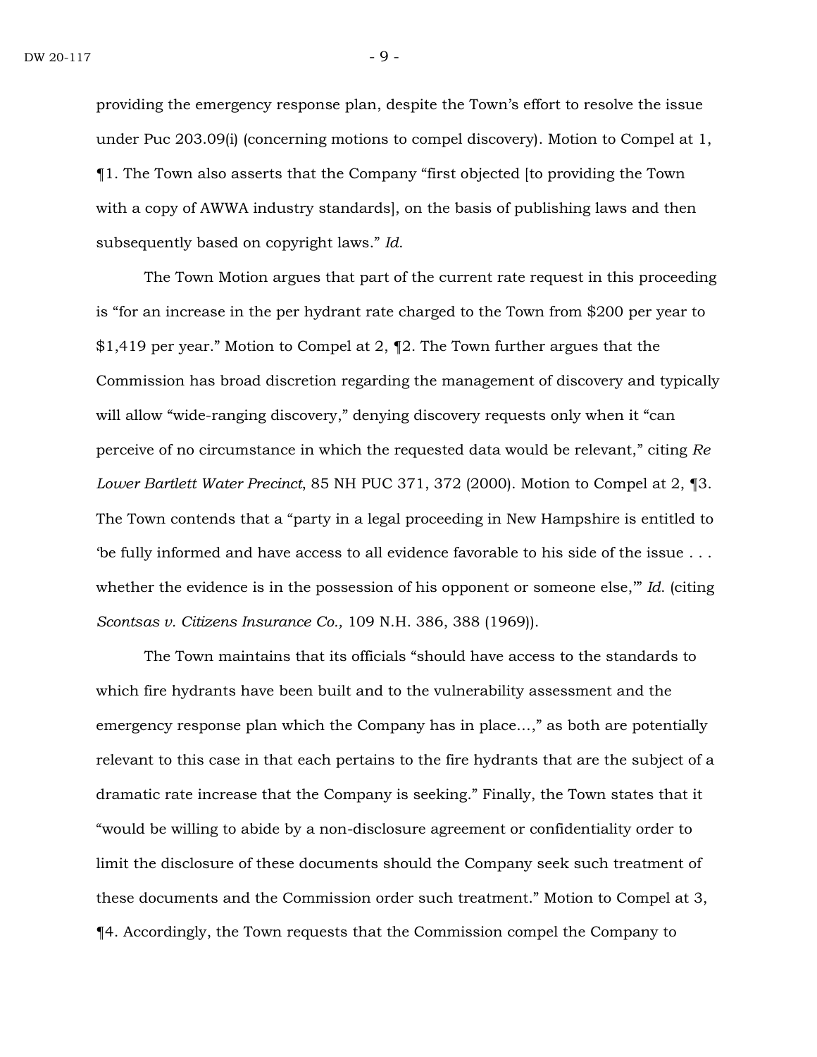providing the emergency response plan, despite the Town's effort to resolve the issue under Puc 203.09(i) (concerning motions to compel discovery). Motion to Compel at 1, ¶1. The Town also asserts that the Company "first objected [to providing the Town with a copy of AWWA industry standards], on the basis of publishing laws and then subsequently based on copyright laws." *Id.*

The Town Motion argues that part of the current rate request in this proceeding is "for an increase in the per hydrant rate charged to the Town from $200 per year to $1,419 per year." Motion to Compel at 2, ¶2. The Town further argues that the Commission has broad discretion regarding the management of discovery and typically will allow "wide-ranging discovery," denying discovery requests only when it "can perceive of no circumstance in which the requested data would be relevant," citing *Re Lower Bartlett Water Precinct*, 85 NH PUC 371, 372 (2000). Motion to Compel at 2, ¶3. The Town contends that a "party in a legal proceeding in New Hampshire is entitled to 'be fully informed and have access to all evidence favorable to his side of the issue . . . whether the evidence is in the possession of his opponent or someone else,'" *Id.* (citing *Scontsas v. Citizens Insurance Co.,* 109 N.H. 386, 388 (1969)).

The Town maintains that its officials "should have access to the standards to which fire hydrants have been built and to the vulnerability assessment and the emergency response plan which the Company has in place…," as both are potentially relevant to this case in that each pertains to the fire hydrants that are the subject of a dramatic rate increase that the Company is seeking." Finally, the Town states that it "would be willing to abide by a non-disclosure agreement or confidentiality order to limit the disclosure of these documents should the Company seek such treatment of these documents and the Commission order such treatment." Motion to Compel at 3, ¶4. Accordingly, the Town requests that the Commission compel the Company to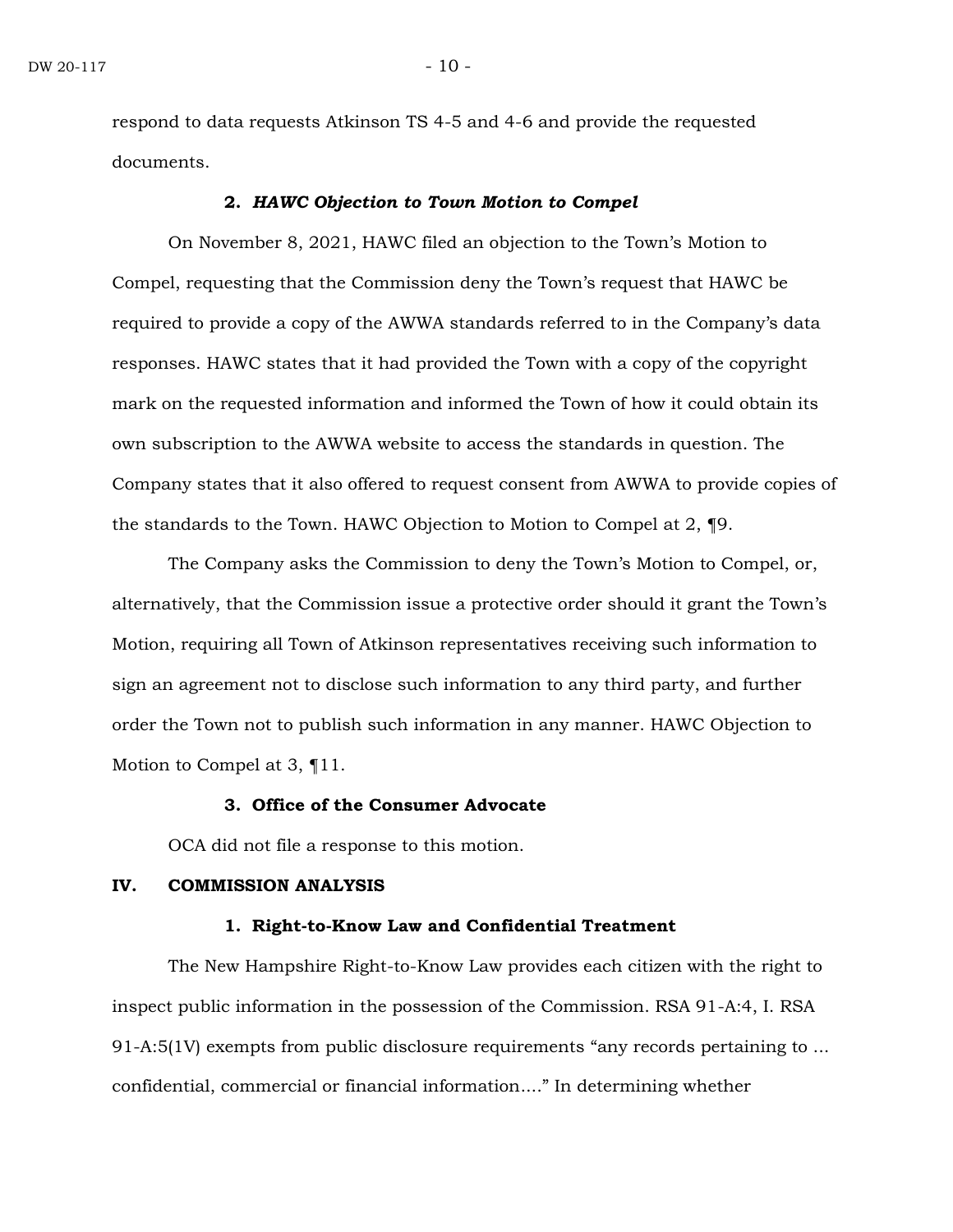respond to data requests Atkinson TS 4-5 and 4-6 and provide the requested documents.

### 2. *HAWC Objection to Town Motion to Compel*

On November 8, 2021, HAWC filed an objection to the Town's Motion to Compel, requesting that the Commission deny the Town's request that HAWC be required to provide a copy of the AWWA standards referred to in the Company's data responses. HAWC states that it had provided the Town with a copy of the copyright mark on the requested information and informed the Town of how it could obtain its own subscription to the AWWA website to access the standards in question. The Company states that it also offered to request consent from AWWA to provide copies of the standards to the Town. HAWC Objection to Motion to Compel at 2, ¶9.

The Company asks the Commission to deny the Town's Motion to Compel, or, alternatively, that the Commission issue a protective order should it grant the Town's Motion, requiring all Town of Atkinson representatives receiving such information to sign an agreement not to disclose such information to any third party, and further order the Town not to publish such information in any manner. HAWC Objection to Motion to Compel at 3, ¶11.

### 3. Office of the Consumer Advocate

OCA did not file a response to this motion.

## IV. COMMISSION ANALYSIS

### 1. Right-to-Know Law and Confidential Treatment

The New Hampshire Right-to-Know Law provides each citizen with the right to inspect public information in the possession of the Commission. RSA 91-A:4, I. RSA 91-A:5(1V) exempts from public disclosure requirements "any records pertaining to ... confidential, commercial or financial information...." In determining whether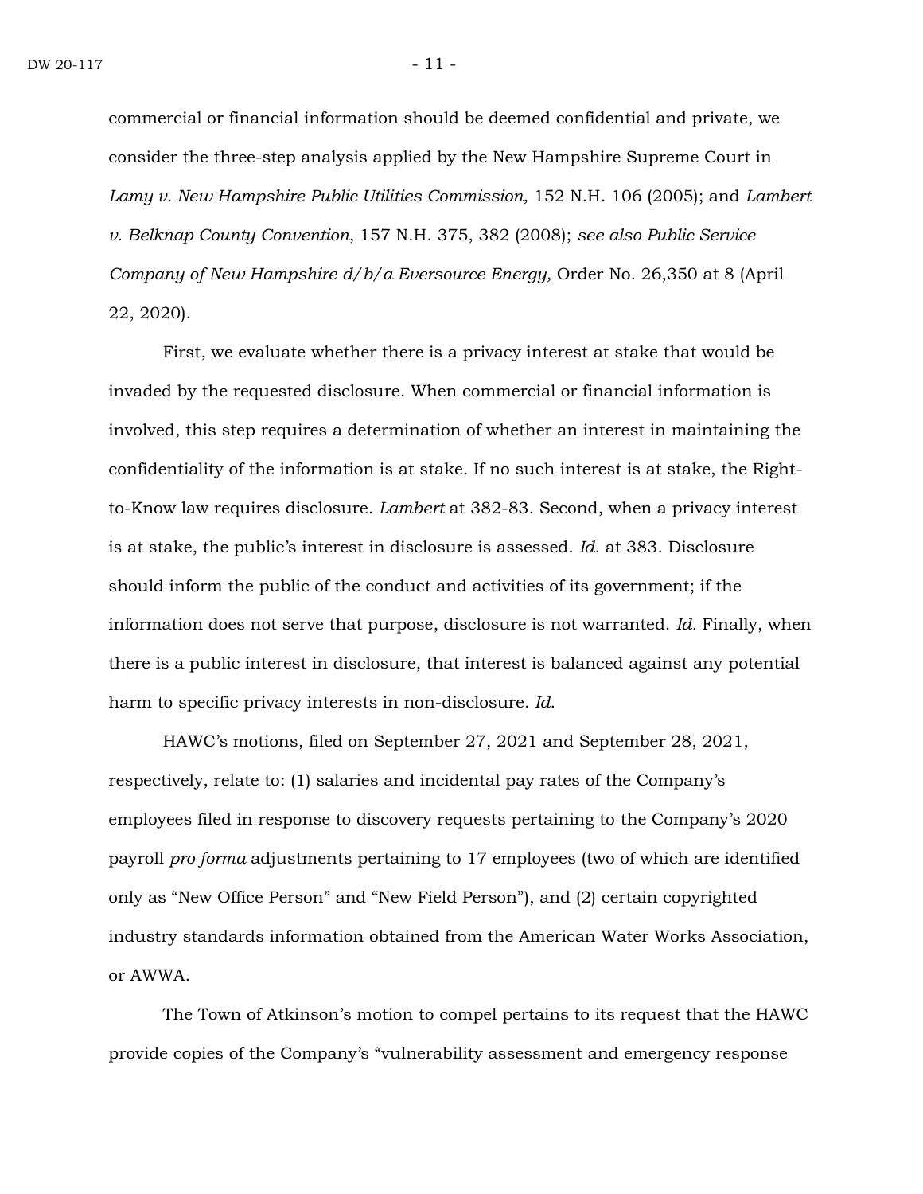commercial or financial information should be deemed confidential and private, we consider the three-step analysis applied by the New Hampshire Supreme Court in *Lamy v. New Hampshire Public Utilities Commission,* 152 N.H. 106 (2005); and *Lambert v. Belknap County Convention*, 157 N.H. 375, 382 (2008); *see also Public Service Company of New Hampshire d/b/a Eversource Energy,* Order No. 26,350 at 8 (April 22, 2020).

First, we evaluate whether there is a privacy interest at stake that would be invaded by the requested disclosure. When commercial or financial information is involved, this step requires a determination of whether an interest in maintaining the confidentiality of the information is at stake. If no such interest is at stake, the Right-to-Know law requires disclosure. *Lambert* at 382-83. Second, when a privacy interest is at stake, the public's interest in disclosure is assessed. *Id.* at 383. Disclosure should inform the public of the conduct and activities of its government; if the information does not serve that purpose, disclosure is not warranted. *Id.* Finally, when there is a public interest in disclosure, that interest is balanced against any potential harm to specific privacy interests in non-disclosure. *Id.*

HAWC's motions, filed on September 27, 2021 and September 28, 2021, respectively, relate to: (1) salaries and incidental pay rates of the Company's employees filed in response to discovery requests pertaining to the Company's 2020 payroll *pro forma* adjustments pertaining to 17 employees (two of which are identified only as "New Office Person" and "New Field Person"), and (2) certain copyrighted industry standards information obtained from the American Water Works Association, or AWWA.

The Town of Atkinson's motion to compel pertains to its request that the HAWC provide copies of the Company's "vulnerability assessment and emergency response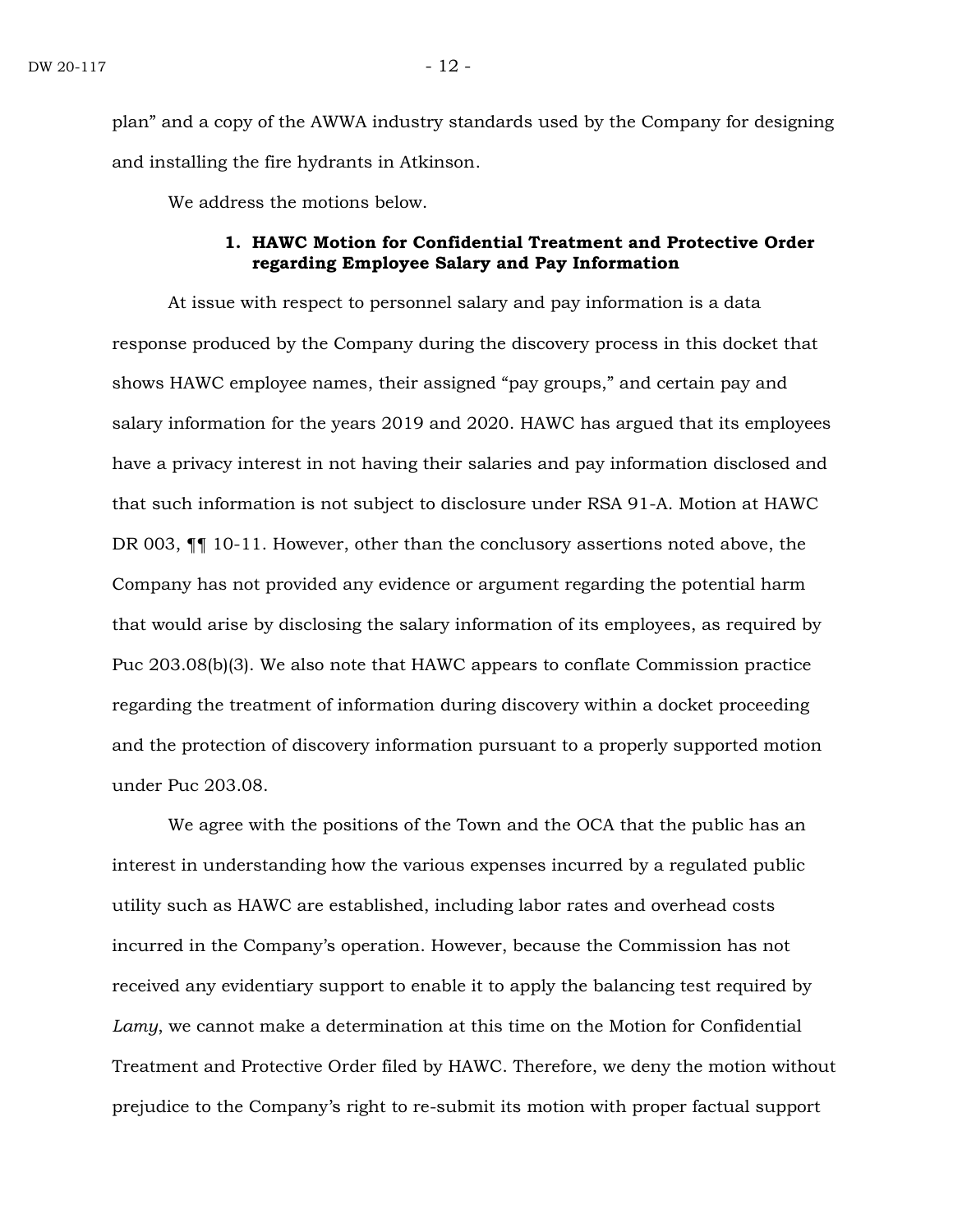plan" and a copy of the AWWA industry standards used by the Company for designing and installing the fire hydrants in Atkinson.

We address the motions below.

### 1. HAWC Motion for Confidential Treatment and Protective Order regarding Employee Salary and Pay Information

At issue with respect to personnel salary and pay information is a data response produced by the Company during the discovery process in this docket that shows HAWC employee names, their assigned "pay groups," and certain pay and salary information for the years 2019 and 2020. HAWC has argued that its employees have a privacy interest in not having their salaries and pay information disclosed and that such information is not subject to disclosure under RSA 91-A. Motion at HAWC DR 003, ¶¶ 10-11. However, other than the conclusory assertions noted above, the Company has not provided any evidence or argument regarding the potential harm that would arise by disclosing the salary information of its employees, as required by Puc 203.08(b)(3). We also note that HAWC appears to conflate Commission practice regarding the treatment of information during discovery within a docket proceeding and the protection of discovery information pursuant to a properly supported motion under Puc 203.08.

We agree with the positions of the Town and the OCA that the public has an interest in understanding how the various expenses incurred by a regulated public utility such as HAWC are established, including labor rates and overhead costs incurred in the Company's operation. However, because the Commission has not received any evidentiary support to enable it to apply the balancing test required by *Lamy*, we cannot make a determination at this time on the Motion for Confidential Treatment and Protective Order filed by HAWC. Therefore, we deny the motion without prejudice to the Company's right to re-submit its motion with proper factual support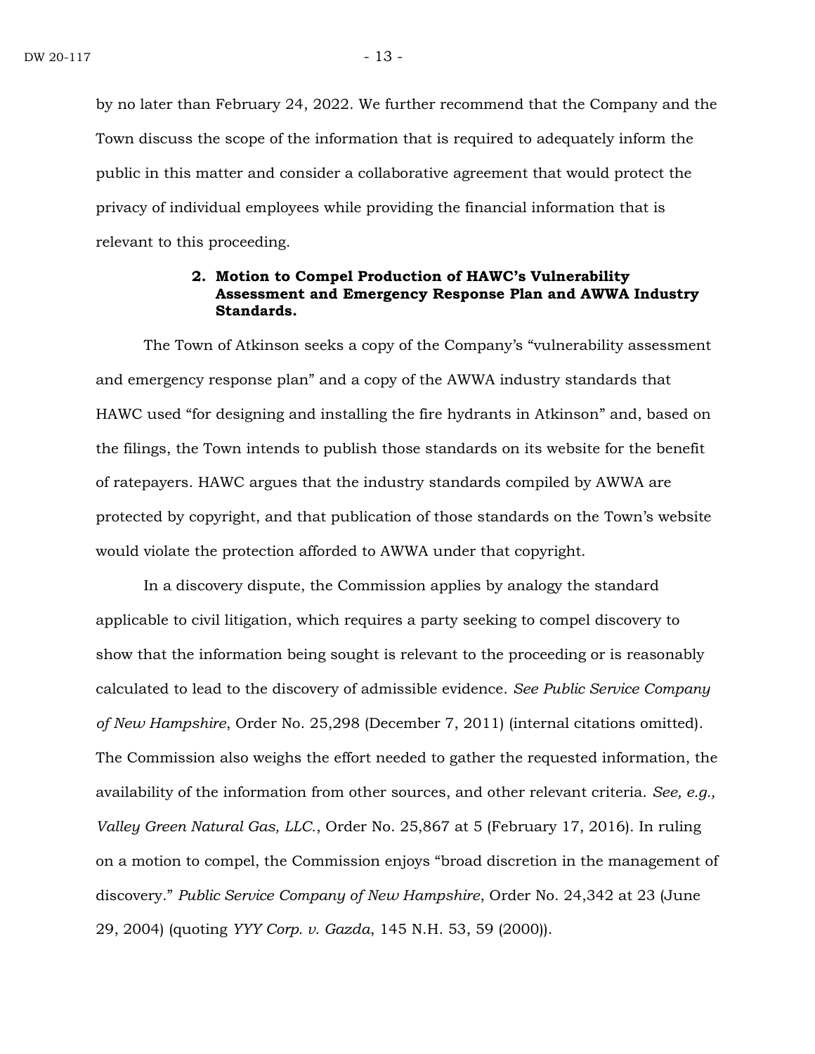by no later than February 24, 2022. We further recommend that the Company and the Town discuss the scope of the information that is required to adequately inform the public in this matter and consider a collaborative agreement that would protect the privacy of individual employees while providing the financial information that is relevant to this proceeding.

### 2. Motion to Compel Production of HAWC's Vulnerability Assessment and Emergency Response Plan and AWWA Industry Standards.

The Town of Atkinson seeks a copy of the Company's "vulnerability assessment and emergency response plan" and a copy of the AWWA industry standards that HAWC used "for designing and installing the fire hydrants in Atkinson" and, based on the filings, the Town intends to publish those standards on its website for the benefit of ratepayers. HAWC argues that the industry standards compiled by AWWA are protected by copyright, and that publication of those standards on the Town's website would violate the protection afforded to AWWA under that copyright.

In a discovery dispute, the Commission applies by analogy the standard applicable to civil litigation, which requires a party seeking to compel discovery to show that the information being sought is relevant to the proceeding or is reasonably calculated to lead to the discovery of admissible evidence. *See Public Service Company of New Hampshire*, Order No. 25,298 (December 7, 2011) (internal citations omitted). The Commission also weighs the effort needed to gather the requested information, the availability of the information from other sources, and other relevant criteria. *See, e.g., Valley Green Natural Gas, LLC.*, Order No. 25,867 at 5 (February 17, 2016). In ruling on a motion to compel, the Commission enjoys "broad discretion in the management of discovery." *Public Service Company of New Hampshire*, Order No. 24,342 at 23 (June 29, 2004) (quoting *YYY Corp. v. Gazda*, 145 N.H. 53, 59 (2000)).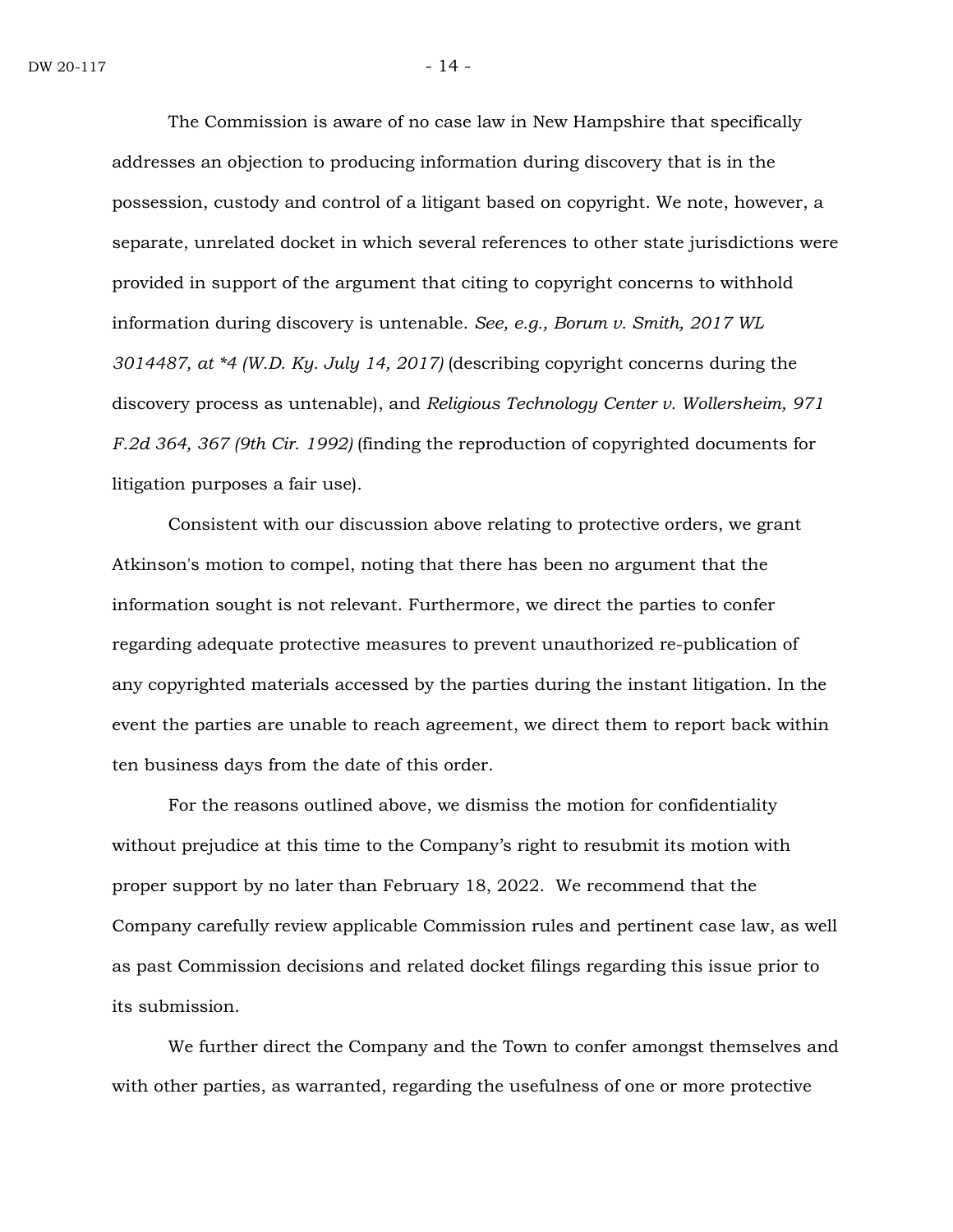The Commission is aware of no case law in New Hampshire that specifically addresses an objection to producing information during discovery that is in the possession, custody and control of a litigant based on copyright. We note, however, a separate, unrelated docket in which several references to other state jurisdictions were provided in support of the argument that citing to copyright concerns to withhold information during discovery is untenable. *See, e.g., Borum v. Smith, 2017 WL 3014487, at *4 (W.D. Ky. July 14, 2017)* (describing copyright concerns during the discovery process as untenable), and *Religious Technology Center v. Wollersheim, 971 F.2d 364, 367 (9th Cir. 1992)* (finding the reproduction of copyrighted documents for litigation purposes a fair use).

Consistent with our discussion above relating to protective orders, we grant Atkinson's motion to compel, noting that there has been no argument that the information sought is not relevant. Furthermore, we direct the parties to confer regarding adequate protective measures to prevent unauthorized re-publication of any copyrighted materials accessed by the parties during the instant litigation. In the event the parties are unable to reach agreement, we direct them to report back within ten business days from the date of this order.

For the reasons outlined above, we dismiss the motion for confidentiality without prejudice at this time to the Company's right to resubmit its motion with proper support by no later than February 18, 2022. We recommend that the Company carefully review applicable Commission rules and pertinent case law, as well as past Commission decisions and related docket filings regarding this issue prior to its submission.

We further direct the Company and the Town to confer amongst themselves and with other parties, as warranted, regarding the usefulness of one or more protective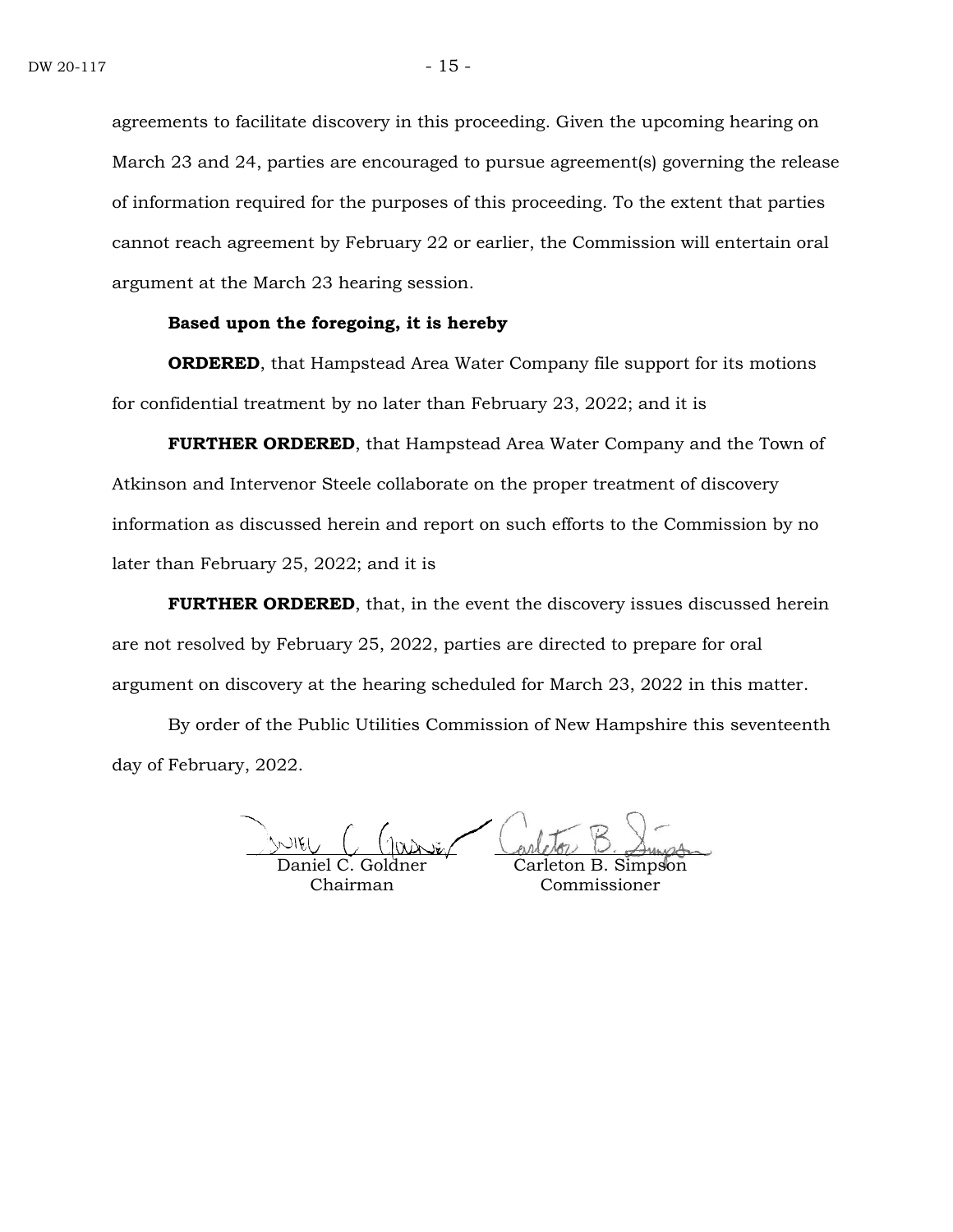agreements to facilitate discovery in this proceeding. Given the upcoming hearing on March 23 and 24, parties are encouraged to pursue agreement(s) governing the release of information required for the purposes of this proceeding. To the extent that parties cannot reach agreement by February 22 or earlier, the Commission will entertain oral argument at the March 23 hearing session.

**Based upon the foregoing, it is hereby**

**ORDERED**, that Hampstead Area Water Company file support for its motions for confidential treatment by no later than February 23, 2022; and it is

**FURTHER ORDERED**, that Hampstead Area Water Company and the Town of Atkinson and Intervenor Steele collaborate on the proper treatment of discovery information as discussed herein and report on such efforts to the Commission by no later than February 25, 2022; and it is

**FURTHER ORDERED**, that, in the event the discovery issues discussed herein are not resolved by February 25, 2022, parties are directed to prepare for oral argument on discovery at the hearing scheduled for March 23, 2022 in this matter.

By order of the Public Utilities Commission of New Hampshire this seventeenth day of February, 2022.

Daniel C. Goldner
Chairman

Carleton B. Simpson
Commissioner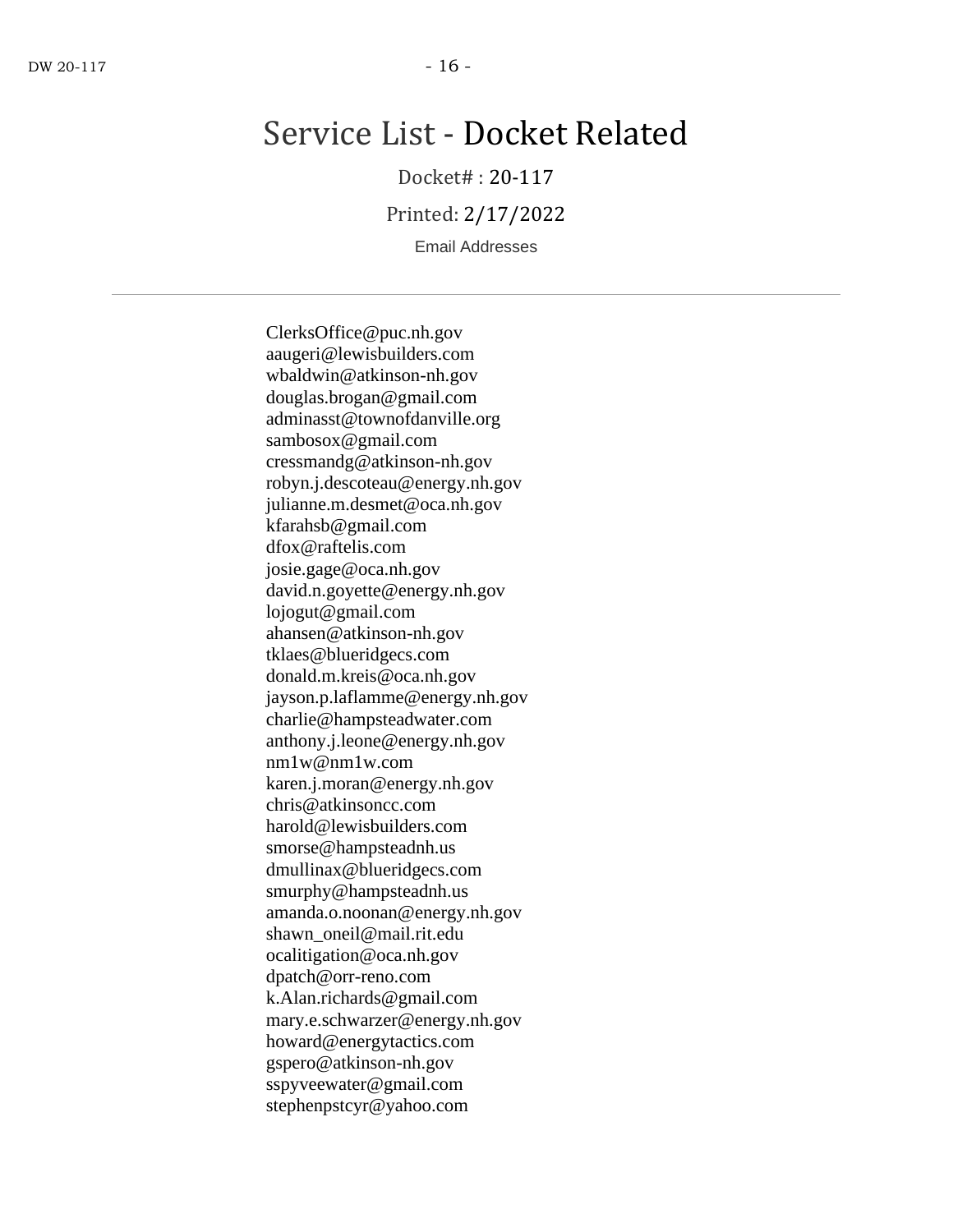# Service List - Docket Related

Docket# : 20-117

Printed: 2/17/2022

Email Addresses

---

ClerksOffice@puc.nh.gov
aaugeri@lewisbuilders.com
wbaldwin@atkinson-nh.gov
douglas.brogan@gmail.com
adminasst@townofdanville.org
sambosox@gmail.com
cressmandg@atkinson-nh.gov
robyn.j.descoteau@energy.nh.gov
julianne.m.desmet@oca.nh.gov
kfarahsb@gmail.com
dfox@raftelis.com
josie.gage@oca.nh.gov
david.n.goyette@energy.nh.gov
lojogut@gmail.com
ahansen@atkinson-nh.gov
tklaes@blueridgecs.com
donald.m.kreis@oca.nh.gov
jayson.p.laflamme@energy.nh.gov
charlie@hampsteadwater.com
anthony.j.leone@energy.nh.gov
nm1w@nm1w.com
karen.j.moran@energy.nh.gov
chris@atkinsoncc.com
harold@lewisbuilders.com
smorse@hampsteadnh.us
dmullinax@blueridgecs.com
smurphy@hampsteadnh.us
amanda.o.noonan@energy.nh.gov
shawn_oneil@mail.rit.edu
ocalitigation@oca.nh.gov
dpatch@orr-reno.com
k.Alan.richards@gmail.com
mary.e.schwarzer@energy.nh.gov
howard@energytactics.com
gspero@atkinson-nh.gov
sspyveewater@gmail.com
stephenpstcyr@yahoo.com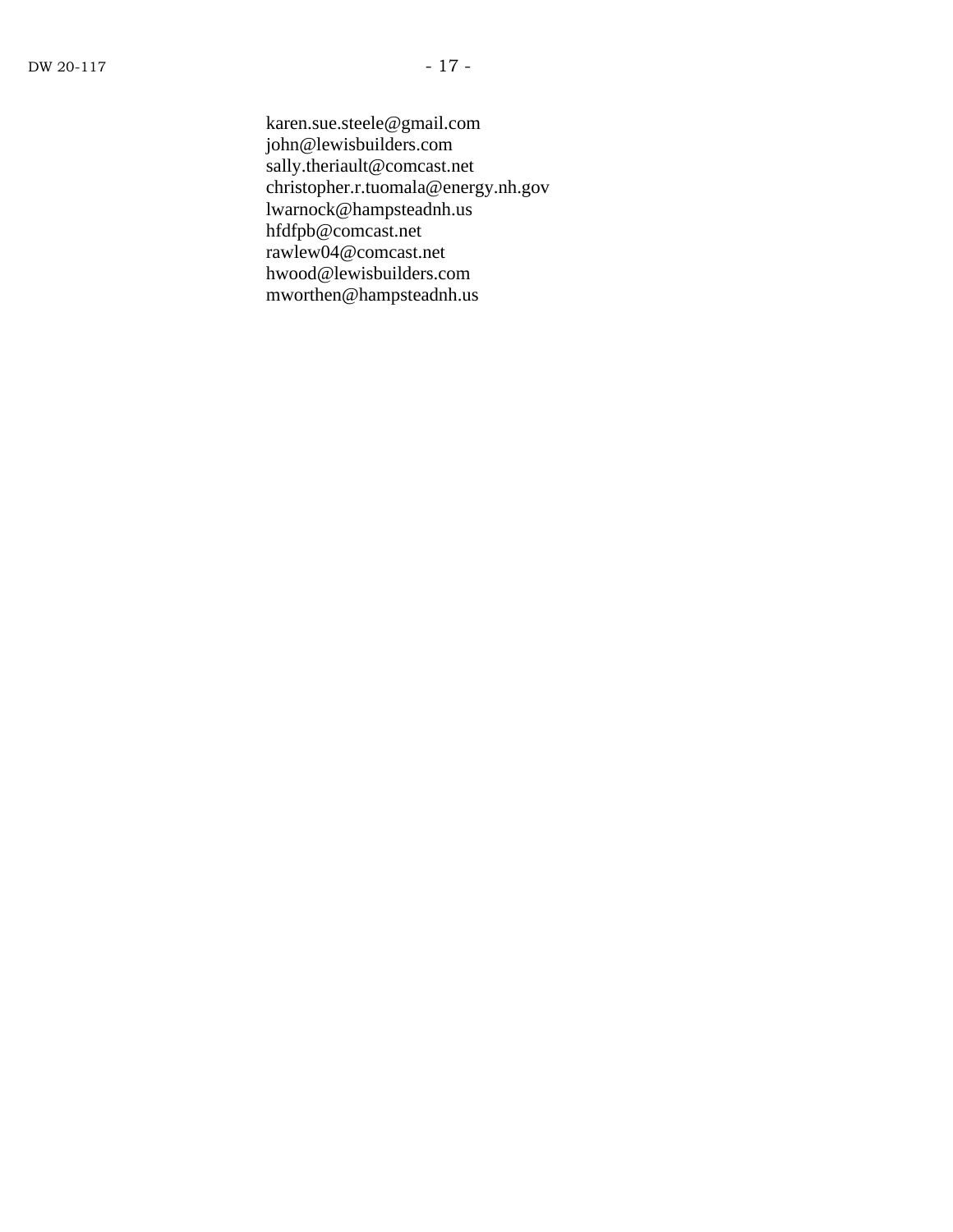karen.sue.steele@gmail.com
john@lewisbuilders.com
sally.theriault@comcast.net
christopher.r.tuomala@energy.nh.gov
lwarnock@hampsteadnh.us
hfdfpb@comcast.net
rawlew04@comcast.net
hwood@lewisbuilders.com
mworthen@hampsteadnh.us